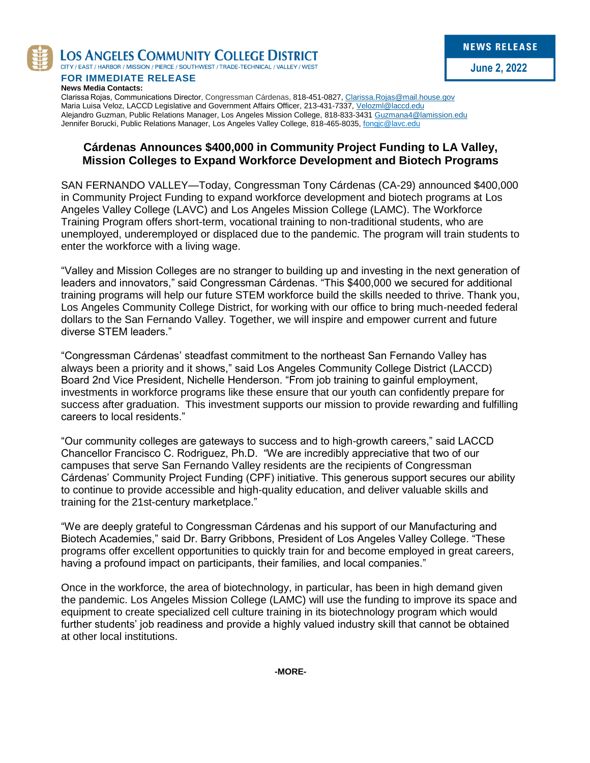**LOS ANGELES COMMUNITY COLLEGE DISTRICT**
CITY / EAST / HARBOR / MISSION / PIERCE / SOUTHWEST / TRADE-TECHNICAL / VALLEY / WEST

**NEWS RELEASE**
**June 2, 2022**

**FOR IMMEDIATE RELEASE**

**News Media Contacts:**
Clarissa Rojas, Communications Director, Congressman Cárdenas, 818-451-0827, Clarissa.Rojas@mail.house.gov
Maria Luisa Veloz, LACCD Legislative and Government Affairs Officer, 213-431-7337, Velozml@laccd.edu
Alejandro Guzman, Public Relations Manager, Los Angeles Mission College, 818-833-3431 Guzmana4@lamission.edu
Jennifer Borucki, Public Relations Manager, Los Angeles Valley College, 818-465-8035, fongjc@lavc.edu

## Cárdenas Announces $400,000 in Community Project Funding to LA Valley, Mission Colleges to Expand Workforce Development and Biotech Programs

SAN FERNANDO VALLEY—Today, Congressman Tony Cárdenas (CA-29) announced $400,000 in Community Project Funding to expand workforce development and biotech programs at Los Angeles Valley College (LAVC) and Los Angeles Mission College (LAMC). The Workforce Training Program offers short-term, vocational training to non-traditional students, who are unemployed, underemployed or displaced due to the pandemic. The program will train students to enter the workforce with a living wage.

"Valley and Mission Colleges are no stranger to building up and investing in the next generation of leaders and innovators," said Congressman Cárdenas. "This $400,000 we secured for additional training programs will help our future STEM workforce build the skills needed to thrive. Thank you, Los Angeles Community College District, for working with our office to bring much-needed federal dollars to the San Fernando Valley. Together, we will inspire and empower current and future diverse STEM leaders."

"Congressman Cárdenas' steadfast commitment to the northeast San Fernando Valley has always been a priority and it shows," said Los Angeles Community College District (LACCD) Board 2nd Vice President, Nichelle Henderson. "From job training to gainful employment, investments in workforce programs like these ensure that our youth can confidently prepare for success after graduation. This investment supports our mission to provide rewarding and fulfilling careers to local residents."

"Our community colleges are gateways to success and to high-growth careers," said LACCD Chancellor Francisco C. Rodriguez, Ph.D. "We are incredibly appreciative that two of our campuses that serve San Fernando Valley residents are the recipients of Congressman Cárdenas' Community Project Funding (CPF) initiative. This generous support secures our ability to continue to provide accessible and high-quality education, and deliver valuable skills and training for the 21st-century marketplace."

"We are deeply grateful to Congressman Cárdenas and his support of our Manufacturing and Biotech Academies," said Dr. Barry Gribbons, President of Los Angeles Valley College. "These programs offer excellent opportunities to quickly train for and become employed in great careers, having a profound impact on participants, their families, and local companies."

Once in the workforce, the area of biotechnology, in particular, has been in high demand given the pandemic. Los Angeles Mission College (LAMC) will use the funding to improve its space and equipment to create specialized cell culture training in its biotechnology program which would further students' job readiness and provide a highly valued industry skill that cannot be obtained at other local institutions.

**-MORE-**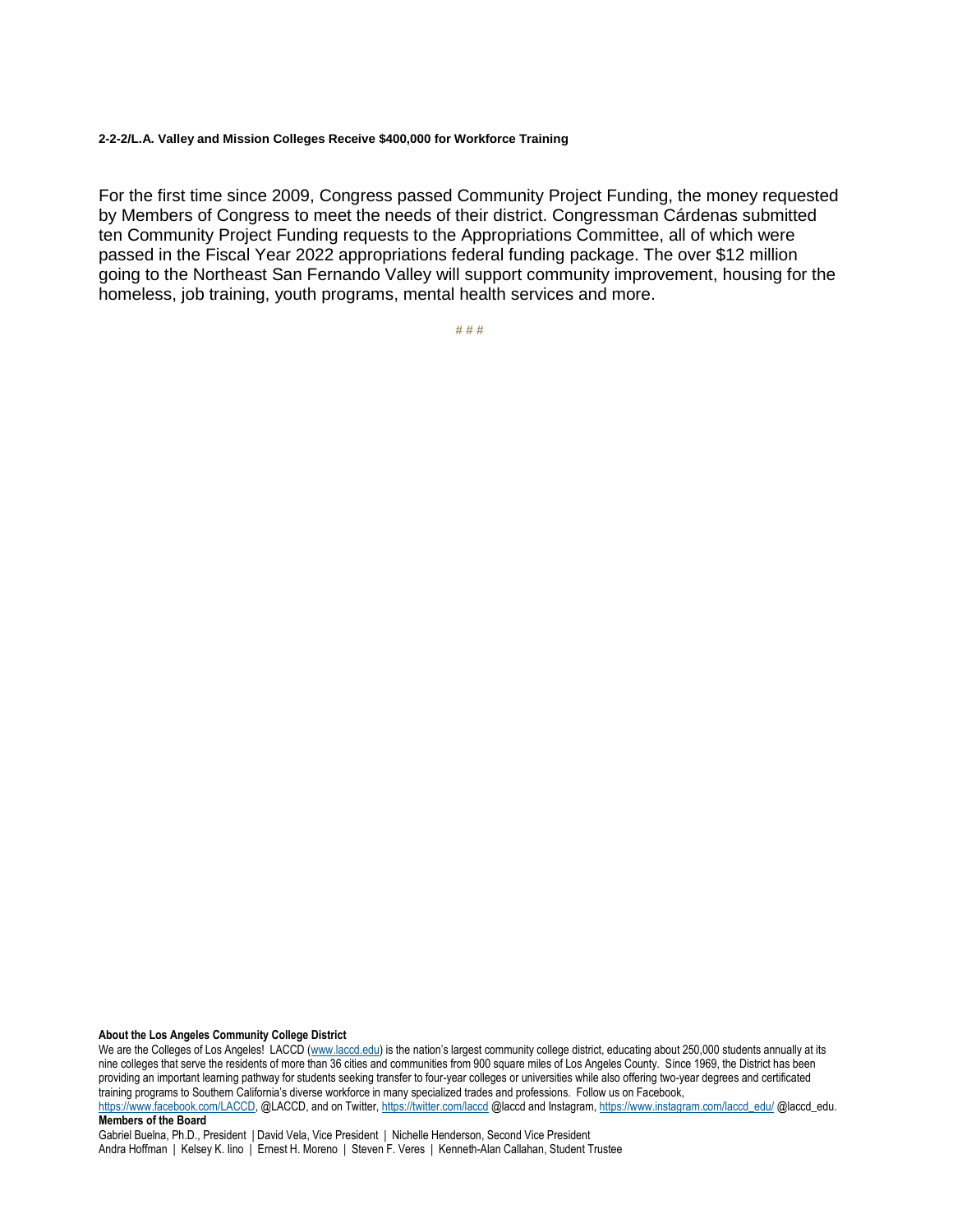For the first time since 2009, Congress passed Community Project Funding, the money requested by Members of Congress to meet the needs of their district. Congressman Cárdenas submitted ten Community Project Funding requests to the Appropriations Committee, all of which were passed in the Fiscal Year 2022 appropriations federal funding package. The over $12 million going to the Northeast San Fernando Valley will support community improvement, housing for the homeless, job training, youth programs, mental health services and more.

# # #

**About the Los Angeles Community College District**

We are the Colleges of Los Angeles! LACCD (www.laccd.edu) is the nation's largest community college district, educating about 250,000 students annually at its nine colleges that serve the residents of more than 36 cities and communities from 900 square miles of Los Angeles County. Since 1969, the District has been providing an important learning pathway for students seeking transfer to four-year colleges or universities while also offering two-year degrees and certificated training programs to Southern California's diverse workforce in many specialized trades and professions. Follow us on Facebook, https://www.facebook.com/LACCD, @LACCD, and on Twitter, https://twitter.com/laccd @laccd and Instagram, https://www.instagram.com/laccd_edu/ @laccd_edu.

**Members of the Board**

Gabriel Buelna, Ph.D., President | David Vela, Vice President | Nichelle Henderson, Second Vice President
Andra Hoffman | Kelsey K. Iino | Ernest H. Moreno | Steven F. Veres | Kenneth-Alan Callahan, Student Trustee